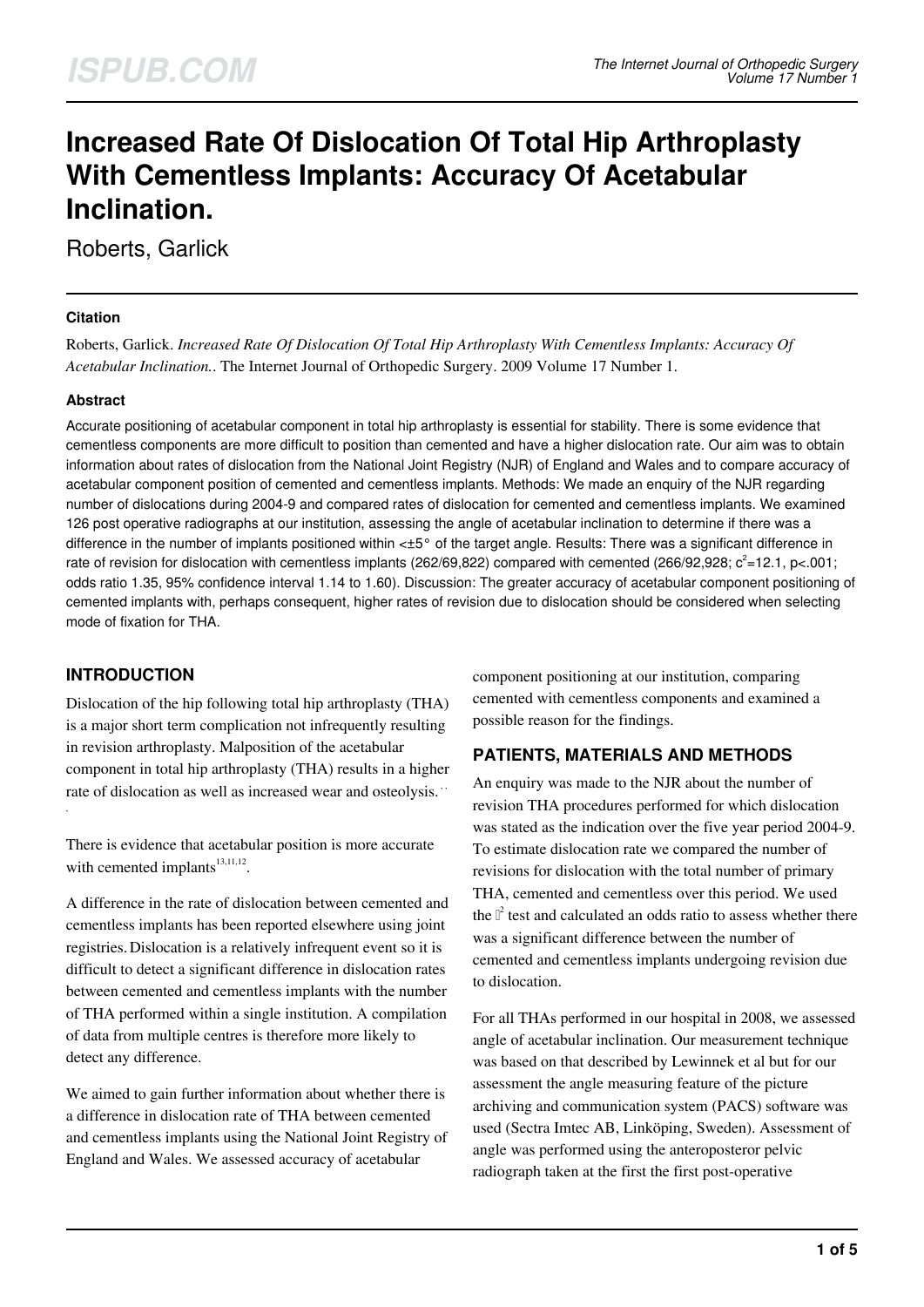# Increased Rate Of Dislocation Of Total Hip Arthroplasty With Cementless Implants: Accuracy Of Acetabular Inclination.

Roberts, Garlick

## Citation

Roberts, Garlick. *Increased Rate Of Dislocation Of Total Hip Arthroplasty With Cementless Implants: Accuracy Of Acetabular Inclination.*. The Internet Journal of Orthopedic Surgery. 2009 Volume 17 Number 1.

## Abstract

Accurate positioning of acetabular component in total hip arthroplasty is essential for stability. There is some evidence that cementless components are more difficult to position than cemented and have a higher dislocation rate. Our aim was to obtain information about rates of dislocation from the National Joint Registry (NJR) of England and Wales and to compare accuracy of acetabular component position of cemented and cementless implants. Methods: We made an enquiry of the NJR regarding number of dislocations during 2004-9 and compared rates of dislocation for cemented and cementless implants. We examined 126 post operative radiographs at our institution, assessing the angle of acetabular inclination to determine if there was a difference in the number of implants positioned within <±5° of the target angle. Results: There was a significant difference in rate of revision for dislocation with cementless implants (262/69,822) compared with cemented (266/92,928; $c^2$=12.1, p<.001; odds ratio 1.35, 95% confidence interval 1.14 to 1.60). Discussion: The greater accuracy of acetabular component positioning of cemented implants with, perhaps consequent, higher rates of revision due to dislocation should be considered when selecting mode of fixation for THA.

## INTRODUCTION

Dislocation of the hip following total hip arthroplasty (THA) is a major short term complication not infrequently resulting in revision arthroplasty. Malposition of the acetabular component in total hip arthroplasty (THA) results in a higher rate of dislocation as well as increased wear and osteolysis.

There is evidence that acetabular position is more accurate with cemented implants[13,11,12].

A difference in the rate of dislocation between cemented and cementless implants has been reported elsewhere using joint registries. Dislocation is a relatively infrequent event so it is difficult to detect a significant difference in dislocation rates between cemented and cementless implants with the number of THA performed within a single institution. A compilation of data from multiple centres is therefore more likely to detect any difference.

We aimed to gain further information about whether there is a difference in dislocation rate of THA between cemented and cementless implants using the National Joint Registry of England and Wales. We assessed accuracy of acetabular component positioning at our institution, comparing cemented with cementless components and examined a possible reason for the findings.

## PATIENTS, MATERIALS AND METHODS

An enquiry was made to the NJR about the number of revision THA procedures performed for which dislocation was stated as the indication over the five year period 2004-9. To estimate dislocation rate we compared the number of revisions for dislocation with the total number of primary THA, cemented and cementless over this period. We used the $\chi^2$ test and calculated an odds ratio to assess whether there was a significant difference between the number of cemented and cementless implants undergoing revision due to dislocation.

For all THAs performed in our hospital in 2008, we assessed angle of acetabular inclination. Our measurement technique was based on that described by Lewinnek et al but for our assessment the angle measuring feature of the picture archiving and communication system (PACS) software was used (Sectra Imtec AB, Linköping, Sweden). Assessment of angle was performed using the anteroposteror pelvic radiograph taken at the first the first post-operative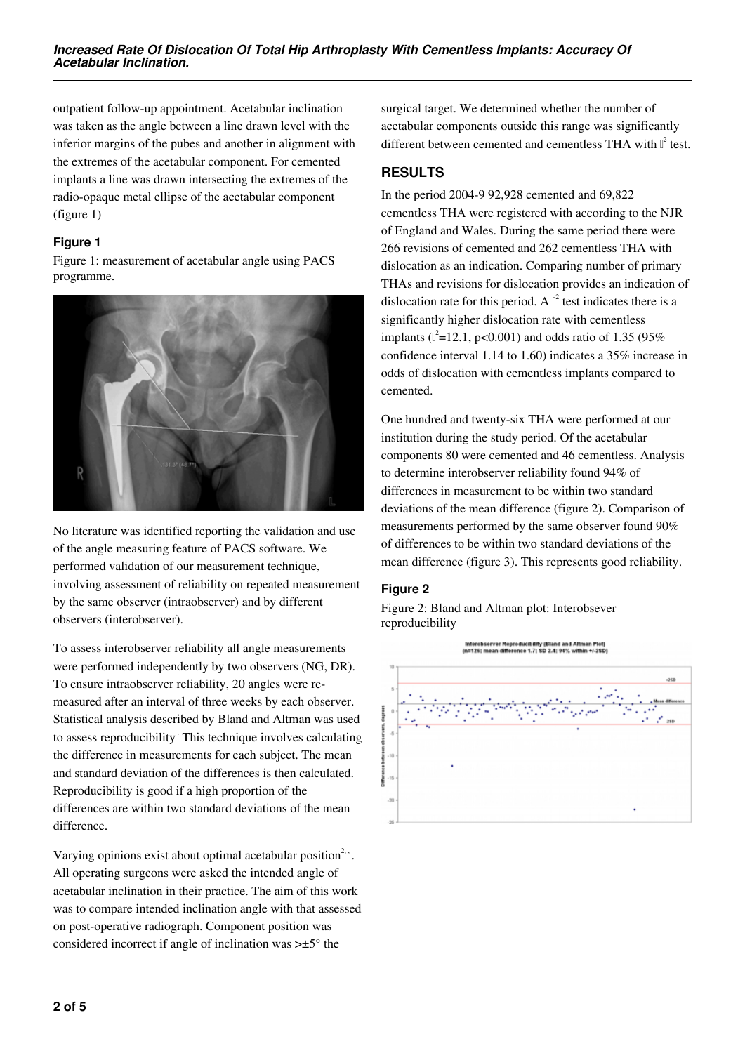outpatient follow-up appointment. Acetabular inclination was taken as the angle between a line drawn level with the inferior margins of the pubes and another in alignment with the extremes of the acetabular component. For cemented implants a line was drawn intersecting the extremes of the radio-opaque metal ellipse of the acetabular component (figure 1)

### Figure 1

Figure 1: measurement of acetabular angle using PACS programme.

No literature was identified reporting the validation and use of the angle measuring feature of PACS software. We performed validation of our measurement technique, involving assessment of reliability on repeated measurement by the same observer (intraobserver) and by different observers (interobserver).

To assess interobserver reliability all angle measurements were performed independently by two observers (NG, DR). To ensure intraobserver reliability, 20 angles were re-measured after an interval of three weeks by each observer. Statistical analysis described by Bland and Altman was used to assess reproducibility. This technique involves calculating the difference in measurements for each subject. The mean and standard deviation of the differences is then calculated. Reproducibility is good if a high proportion of the differences are within two standard deviations of the mean difference.

Varying opinions exist about optimal acetabular position[2,]. All operating surgeons were asked the intended angle of acetabular inclination in their practice. The aim of this work was to compare intended inclination angle with that assessed on post-operative radiograph. Component position was considered incorrect if angle of inclination was >±5° the surgical target. We determined whether the number of acetabular components outside this range was significantly different between cemented and cementless THA with $\chi^2$ test.

## RESULTS

In the period 2004-9 92,928 cemented and 69,822 cementless THA were registered with according to the NJR of England and Wales. During the same period there were 266 revisions of cemented and 262 cementless THA with dislocation as an indication. Comparing number of primary THAs and revisions for dislocation provides an indication of dislocation rate for this period. A $\chi^2$ test indicates there is a significantly higher dislocation rate with cementless implants ($\chi^2$=12.1, p<0.001) and odds ratio of 1.35 (95% confidence interval 1.14 to 1.60) indicates a 35% increase in odds of dislocation with cementless implants compared to cemented.

One hundred and twenty-six THA were performed at our institution during the study period. Of the acetabular components 80 were cemented and 46 cementless. Analysis to determine interobserver reliability found 94% of differences in measurement to be within two standard deviations of the mean difference (figure 2). Comparison of measurements performed by the same observer found 90% of differences to be within two standard deviations of the mean difference (figure 3). This represents good reliability.

### Figure 2

Figure 2: Bland and Altman plot: Interobsever reproducibility

Interobserver Reproducibility (Bland and Altman Plot)
(n=126; mean difference 1.7; SD 2.4; 94% within +/-2SD)
+2SD
Mean difference
-2SD
Difference between observers, degrees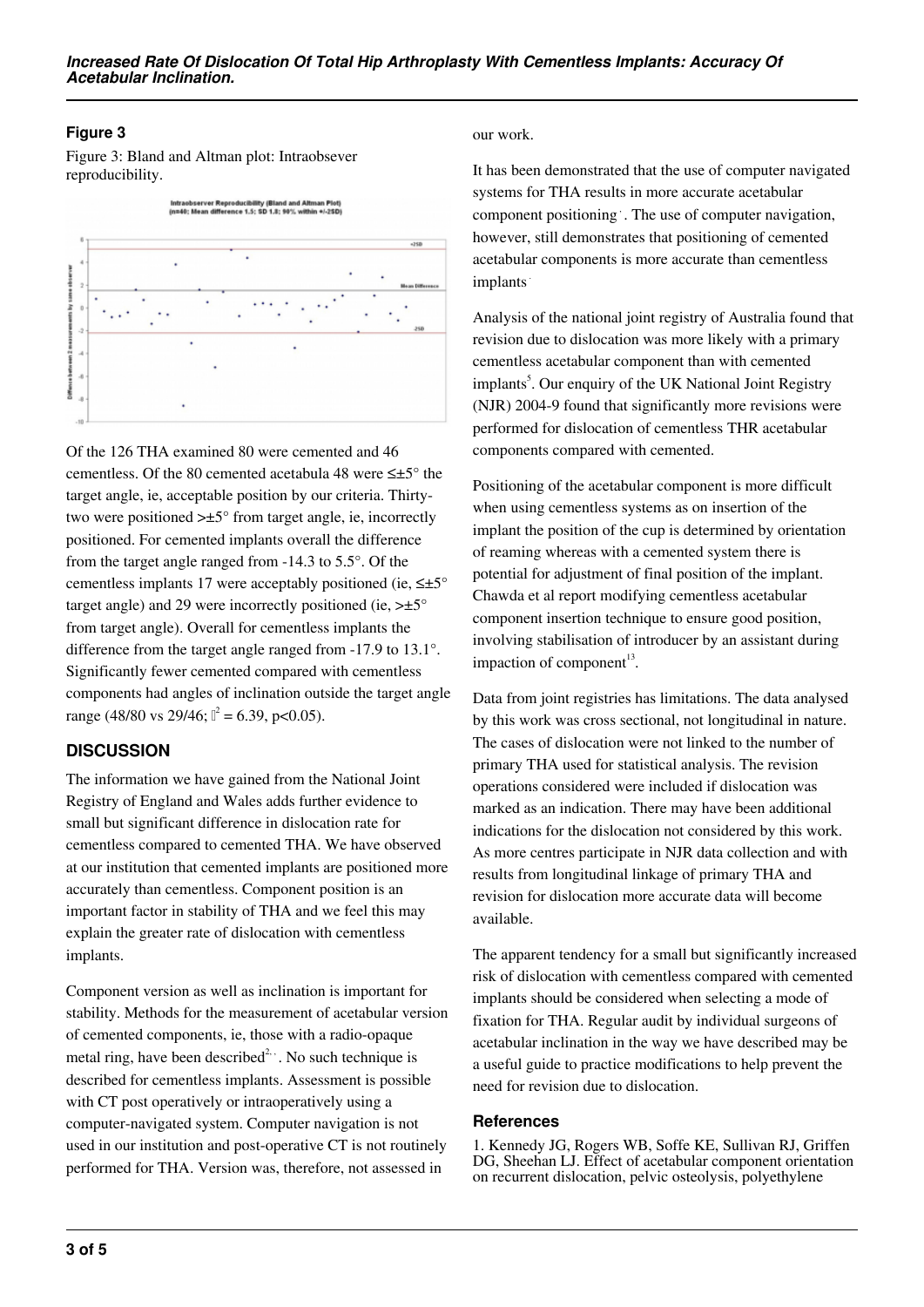### Figure 3

Figure 3: Bland and Altman plot: Intraobsever reproducibility.

Intraobserver Reproducibility (Bland and Altman Plot)
(n=40; Mean difference 1.5; SD 1.8; 90% within +/-2SD)

Difference between 2 measurements by same observer

6
4
2
0
-2
-4
-6
-8
-10

+2SD
Mean Difference
-2SD

Of the 126 THA examined 80 were cemented and 46 cementless. Of the 80 cemented acetabula 48 were ≤±5° the target angle, ie, acceptable position by our criteria. Thirty-two were positioned >±5° from target angle, ie, incorrectly positioned. For cemented implants overall the difference from the target angle ranged from -14.3 to 5.5°. Of the cementless implants 17 were acceptably positioned (ie, ≤±5° target angle) and 29 were incorrectly positioned (ie, >±5° from target angle). Overall for cementless implants the difference from the target angle ranged from -17.9 to 13.1°. Significantly fewer cemented compared with cementless components had angles of inclination outside the target angle range (48/80 vs 29/46; $\chi^2 = 6.39$, $p<0.05$).

## DISCUSSION

The information we have gained from the National Joint Registry of England and Wales adds further evidence to small but significant difference in dislocation rate for cementless compared to cemented THA. We have observed at our institution that cemented implants are positioned more accurately than cementless. Component position is an important factor in stability of THA and we feel this may explain the greater rate of dislocation with cementless implants.

Component version as well as inclination is important for stability. Methods for the measurement of acetabular version of cemented components, ie, those with a radio-opaque metal ring, have been described[2, , ]. No such technique is described for cementless implants. Assessment is possible with CT post operatively or intraoperatively using a computer-navigated system. Computer navigation is not used in our institution and post-operative CT is not routinely performed for THA. Version was, therefore, not assessed in our work.

It has been demonstrated that the use of computer navigated systems for THA results in more accurate acetabular component positioning[ , ]. The use of computer navigation, however, still demonstrates that positioning of cemented acetabular components is more accurate than cementless implants[ ].

Analysis of the national joint registry of Australia found that revision due to dislocation was more likely with a primary cementless acetabular component than with cemented implants[5]. Our enquiry of the UK National Joint Registry (NJR) 2004-9 found that significantly more revisions were performed for dislocation of cementless THR acetabular components compared with cemented.

Positioning of the acetabular component is more difficult when using cementless systems as on insertion of the implant the position of the cup is determined by orientation of reaming whereas with a cemented system there is potential for adjustment of final position of the implant. Chawda et al report modifying cementless acetabular component insertion technique to ensure good position, involving stabilisation of introducer by an assistant during impaction of component[13].

Data from joint registries has limitations. The data analysed by this work was cross sectional, not longitudinal in nature. The cases of dislocation were not linked to the number of primary THA used for statistical analysis. The revision operations considered were included if dislocation was marked as an indication. There may have been additional indications for the dislocation not considered by this work. As more centres participate in NJR data collection and with results from longitudinal linkage of primary THA and revision for dislocation more accurate data will become available.

The apparent tendency for a small but significantly increased risk of dislocation with cementless compared with cemented implants should be considered when selecting a mode of fixation for THA. Regular audit by individual surgeons of acetabular inclination in the way we have described may be a useful guide to practice modifications to help prevent the need for revision due to dislocation.

### References

1. Kennedy JG, Rogers WB, Soffe KE, Sullivan RJ, Griffen DG, Sheehan LJ. Effect of acetabular component orientation on recurrent dislocation, pelvic osteolysis, polyethylene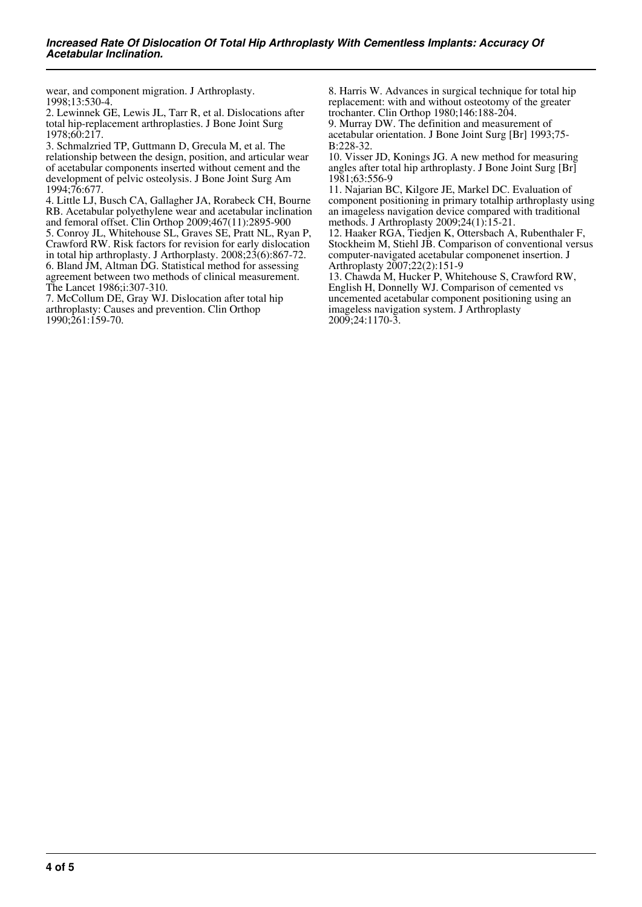wear, and component migration. J Arthroplasty. 1998;13:530-4.

2. Lewinnek GE, Lewis JL, Tarr R, et al. Dislocations after total hip-replacement arthroplasties. J Bone Joint Surg 1978;60:217.

3. Schmalzried TP, Guttmann D, Grecula M, et al. The relationship between the design, position, and articular wear of acetabular components inserted without cement and the development of pelvic osteolysis. J Bone Joint Surg Am 1994;76:677.

4. Little LJ, Busch CA, Gallagher JA, Rorabeck CH, Bourne RB. Acetabular polyethylene wear and acetabular inclination and femoral offset. Clin Orthop 2009;467(11):2895-900

5. Conroy JL, Whitehouse SL, Graves SE, Pratt NL, Ryan P, Crawford RW. Risk factors for revision for early dislocation in total hip arthroplasty. J Arthorplasty. 2008;23(6):867-72.

6. Bland JM, Altman DG. Statistical method for assessing agreement between two methods of clinical measurement. The Lancet 1986;i:307-310.

7. McCollum DE, Gray WJ. Dislocation after total hip arthroplasty: Causes and prevention. Clin Orthop 1990;261:159-70.

8. Harris W. Advances in surgical technique for total hip replacement: with and without osteotomy of the greater trochanter. Clin Orthop 1980;146:188-204.

9. Murray DW. The definition and measurement of acetabular orientation. J Bone Joint Surg [Br] 1993;75-B:228-32.

10. Visser JD, Konings JG. A new method for measuring angles after total hip arthroplasty. J Bone Joint Surg [Br] 1981;63:556-9

11. Najarian BC, Kilgore JE, Markel DC. Evaluation of component positioning in primary totalhip arthroplasty using an imageless navigation device compared with traditional methods. J Arthroplasty 2009;24(1):15-21.

12. Haaker RGA, Tiedjen K, Ottersbach A, Rubenthaler F, Stockheim M, Stiehl JB. Comparison of conventional versus computer-navigated acetabular componenet insertion. J Arthroplasty 2007;22(2):151-9

13. Chawda M, Hucker P, Whitehouse S, Crawford RW, English H, Donnelly WJ. Comparison of cemented vs uncemented acetabular component positioning using an imageless navigation system. J Arthroplasty 2009;24:1170-3.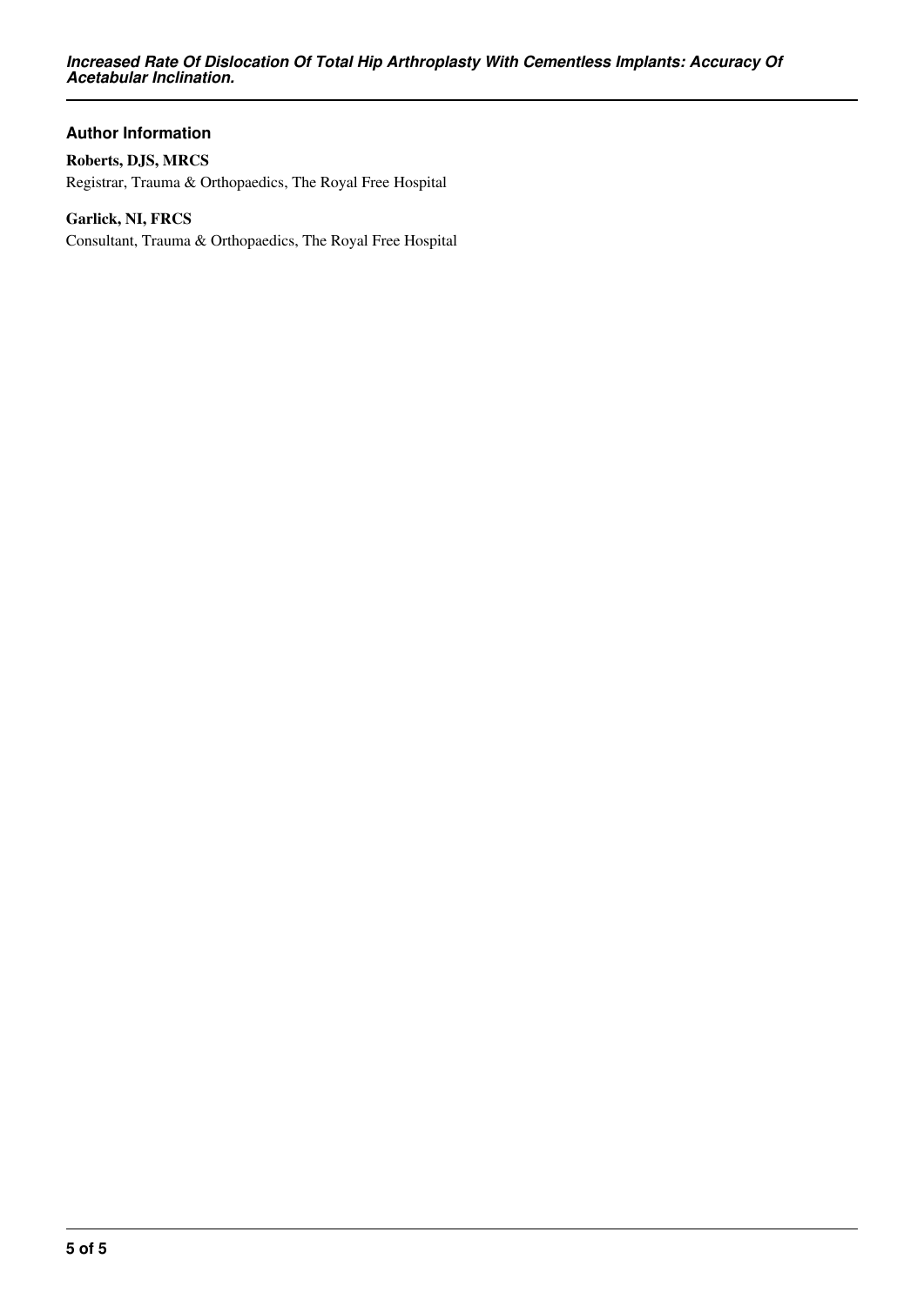## Author Information

**Roberts, DJS, MRCS**
Registrar, Trauma & Orthopaedics, The Royal Free Hospital

**Garlick, NI, FRCS**
Consultant, Trauma & Orthopaedics, The Royal Free Hospital